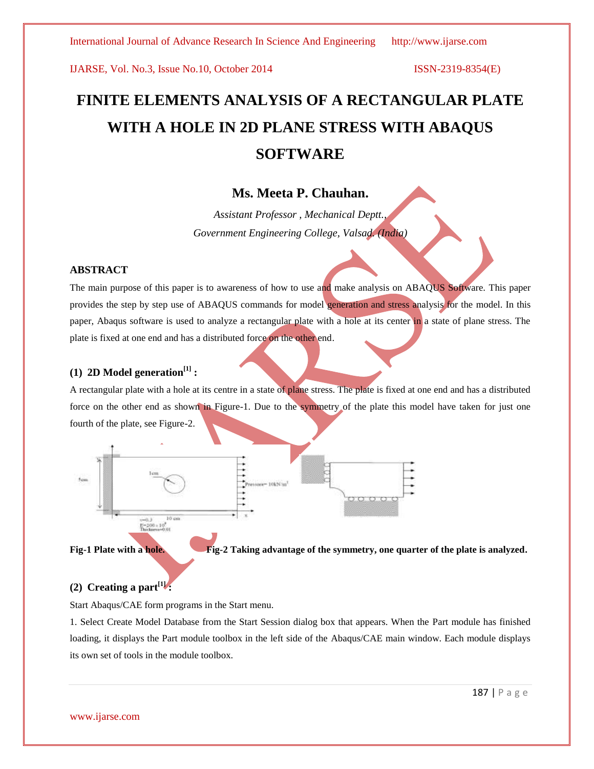# FINITE ELEMENTS ANALYSIS OF A RECTANGULAR PLATE WITH A HOLE IN 2D PLANE STRESS WITH ABAQUS SOFTWARE

## Ms. Meeta P. Chauhan.

*Assistant Professor , Mechanical Deptt.,*

*Government Engineering College, Valsad. (India)*

### ABSTRACT

The main purpose of this paper is to awareness of how to use and make analysis on ABAQUS Software. This paper provides the step by step use of ABAQUS commands for model generation and stress analysis for the model. In this paper, Abaqus software is used to analyze a rectangular plate with a hole at its center in a state of plane stress. The plate is fixed at one end and has a distributed force on the other end.

### (1) 2D Model generation[1] :

A rectangular plate with a hole at its centre in a state of plane stress. The plate is fixed at one end and has a distributed force on the other end as shown in Figure-1. Due to the symmetry of the plate this model have taken for just one fourth of the plate, see Figure-2.

**Fig-1 Plate with a hole.** **Fig-2 Taking advantage of the symmetry, one quarter of the plate is analyzed.**

### (2) Creating a part[1] :

Start Abaqus/CAE form programs in the Start menu.

1. Select Create Model Database from the Start Session dialog box that appears. When the Part module has finished loading, it displays the Part module toolbox in the left side of the Abaqus/CAE main window. Each module displays its own set of tools in the module toolbox.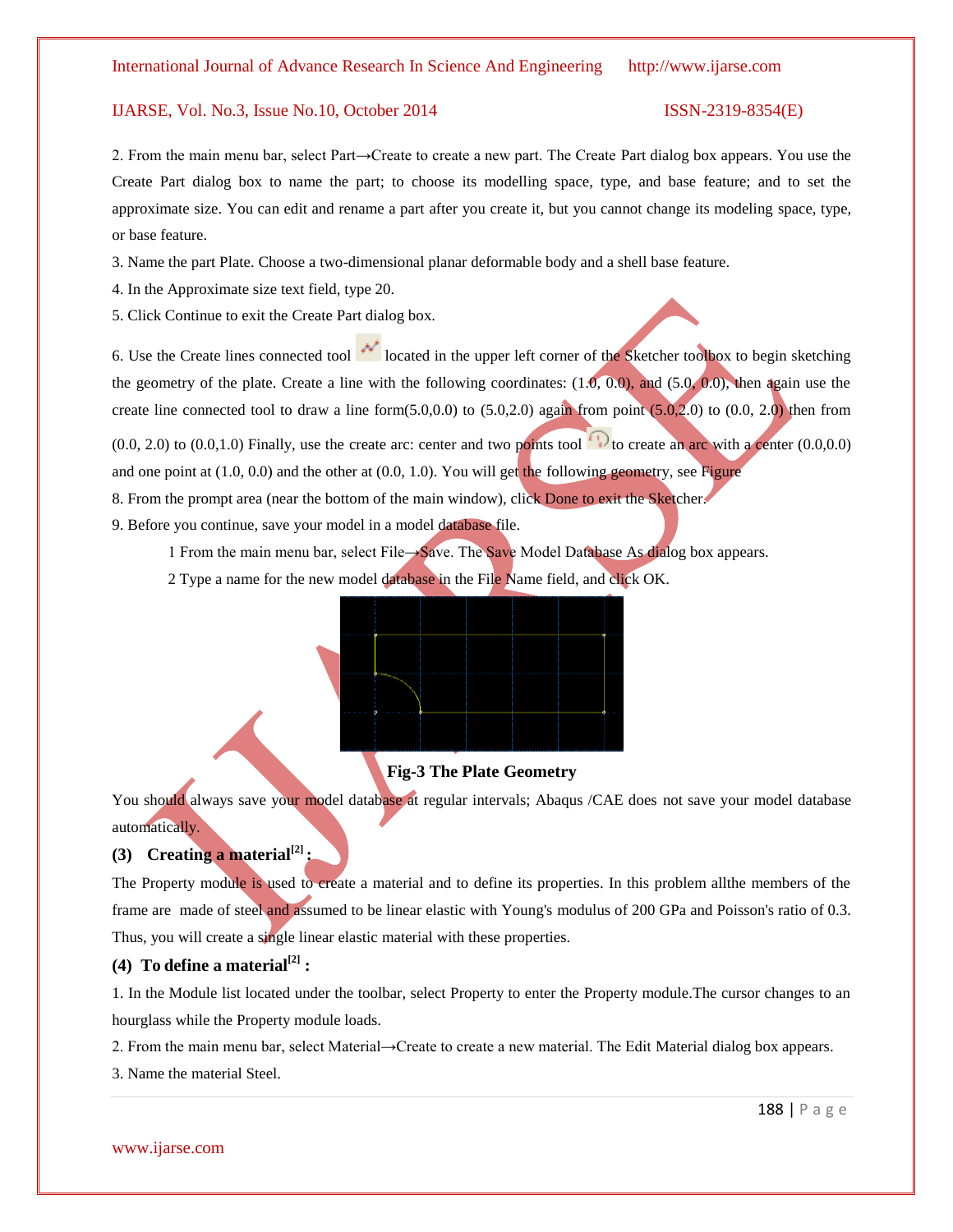2. From the main menu bar, select Part→Create to create a new part. The Create Part dialog box appears. You use the Create Part dialog box to name the part; to choose its modelling space, type, and base feature; and to set the approximate size. You can edit and rename a part after you create it, but you cannot change its modeling space, type, or base feature.

3. Name the part Plate. Choose a two-dimensional planar deformable body and a shell base feature.

4. In the Approximate size text field, type 20.

5. Click Continue to exit the Create Part dialog box.

6. Use the Create lines connected tool located in the upper left corner of the Sketcher toolbox to begin sketching the geometry of the plate. Create a line with the following coordinates: (1.0, 0.0), and (5.0, 0.0), then again use the create line connected tool to draw a line form(5.0,0.0) to (5.0,2.0) again from point (5.0,2.0) to (0.0, 2.0) then from (0.0, 2.0) to (0.0,1.0) Finally, use the create arc: center and two points tool to create an arc with a center (0.0,0.0) and one point at (1.0, 0.0) and the other at (0.0, 1.0). You will get the following geometry, see Figure

8. From the prompt area (near the bottom of the main window), click Done to exit the Sketcher.

9. Before you continue, save your model in a model database file.

   1 From the main menu bar, select File→Save. The Save Model Database As dialog box appears.

   2 Type a name for the new model database in the File Name field, and click OK.

**Fig-3 The Plate Geometry**

You should always save your model database at regular intervals; Abaqus /CAE does not save your model database automatically.

### (3) Creating a material[2] :

The Property module is used to create a material and to define its properties. In this problem allthe members of the frame are made of steel and assumed to be linear elastic with Young's modulus of 200 GPa and Poisson's ratio of 0.3. Thus, you will create a single linear elastic material with these properties.

### (4) To define a material[2] :

1. In the Module list located under the toolbar, select Property to enter the Property module.The cursor changes to an hourglass while the Property module loads.

2. From the main menu bar, select Material→Create to create a new material. The Edit Material dialog box appears.

3. Name the material Steel.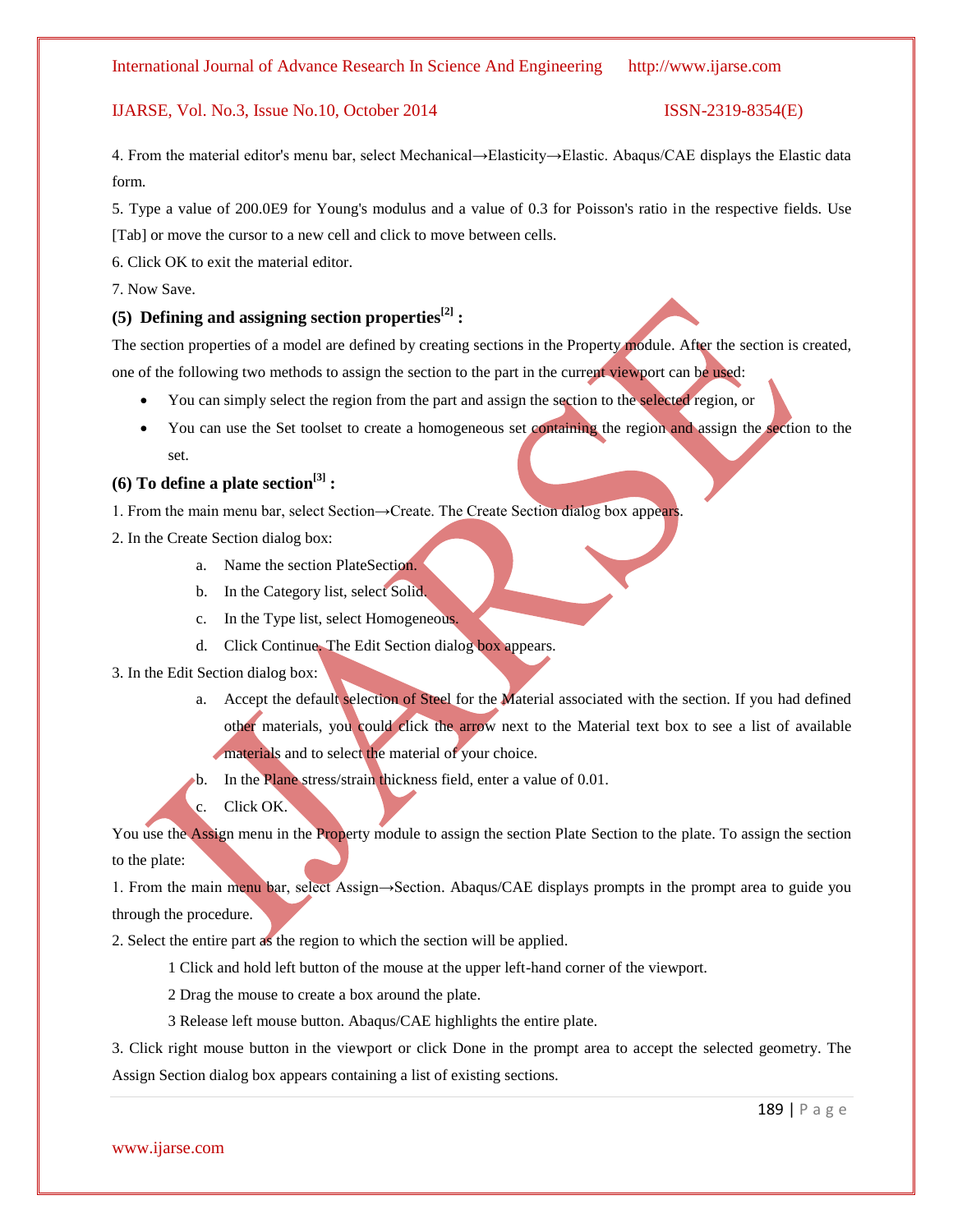4. From the material editor's menu bar, select Mechanical→Elasticity→Elastic. Abaqus/CAE displays the Elastic data form.

5. Type a value of 200.0E9 for Young's modulus and a value of 0.3 for Poisson's ratio in the respective fields. Use [Tab] or move the cursor to a new cell and click to move between cells.

6. Click OK to exit the material editor.

7. Now Save.

### (5) Defining and assigning section properties[2] :

The section properties of a model are defined by creating sections in the Property module. After the section is created, one of the following two methods to assign the section to the part in the current viewport can be used:

- You can simply select the region from the part and assign the section to the selected region, or
- You can use the Set toolset to create a homogeneous set containing the region and assign the section to the set.

### (6) To define a plate section[3] :

1. From the main menu bar, select Section→Create. The Create Section dialog box appears.

2. In the Create Section dialog box:

   a. Name the section PlateSection.

   b. In the Category list, select Solid.

   c. In the Type list, select Homogeneous.

   d. Click Continue. The Edit Section dialog box appears.

3. In the Edit Section dialog box:

   a. Accept the default selection of Steel for the Material associated with the section. If you had defined other materials, you could click the arrow next to the Material text box to see a list of available materials and to select the material of your choice.

   b. In the Plane stress/strain thickness field, enter a value of 0.01.

   c. Click OK.

You use the Assign menu in the Property module to assign the section Plate Section to the plate. To assign the section to the plate:

1. From the main menu bar, select Assign→Section. Abaqus/CAE displays prompts in the prompt area to guide you through the procedure.

2. Select the entire part as the region to which the section will be applied.

   1 Click and hold left button of the mouse at the upper left-hand corner of the viewport.

   2 Drag the mouse to create a box around the plate.

   3 Release left mouse button. Abaqus/CAE highlights the entire plate.

3. Click right mouse button in the viewport or click Done in the prompt area to accept the selected geometry. The Assign Section dialog box appears containing a list of existing sections.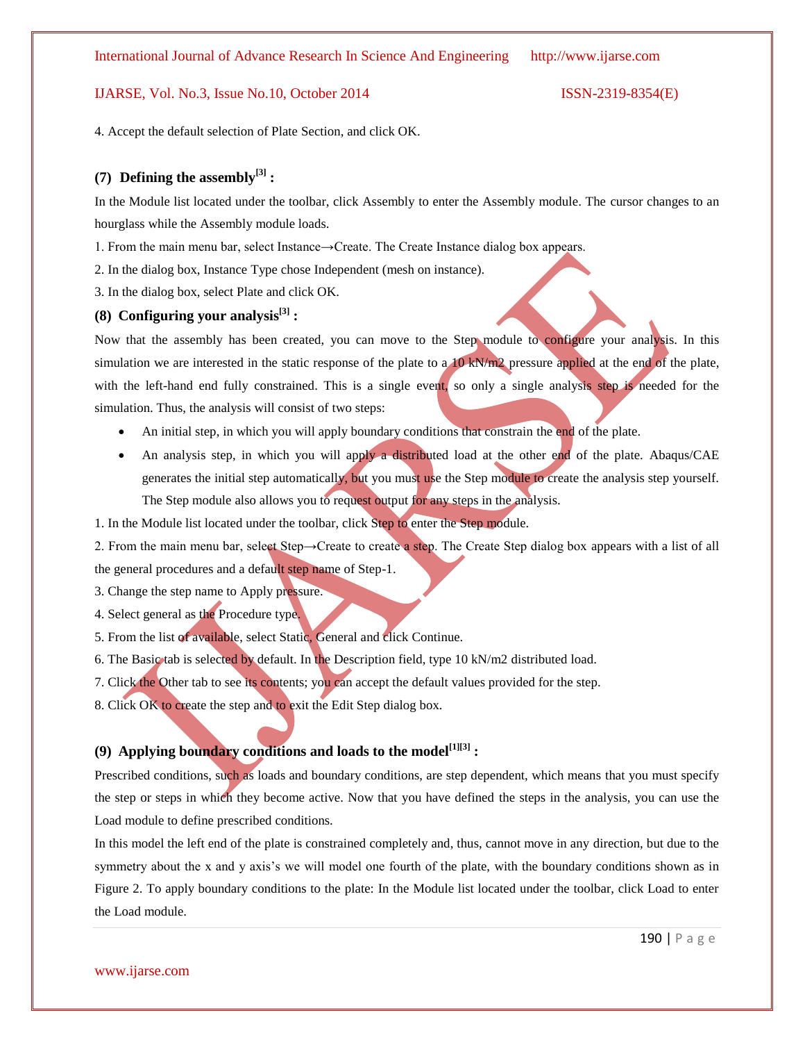4. Accept the default selection of Plate Section, and click OK.

### (7) Defining the assembly[3] :

In the Module list located under the toolbar, click Assembly to enter the Assembly module. The cursor changes to an hourglass while the Assembly module loads.

1. From the main menu bar, select Instance→Create. The Create Instance dialog box appears.

2. In the dialog box, Instance Type chose Independent (mesh on instance).

3. In the dialog box, select Plate and click OK.

### (8) Configuring your analysis[3] :

Now that the assembly has been created, you can move to the Step module to configure your analysis. In this simulation we are interested in the static response of the plate to a 10 kN/m2 pressure applied at the end of the plate, with the left-hand end fully constrained. This is a single event, so only a single analysis step is needed for the simulation. Thus, the analysis will consist of two steps:

- An initial step, in which you will apply boundary conditions that constrain the end of the plate.
- An analysis step, in which you will apply a distributed load at the other end of the plate. Abaqus/CAE generates the initial step automatically, but you must use the Step module to create the analysis step yourself. The Step module also allows you to request output for any steps in the analysis.

1. In the Module list located under the toolbar, click Step to enter the Step module.

2. From the main menu bar, select Step→Create to create a step. The Create Step dialog box appears with a list of all the general procedures and a default step name of Step-1.

3. Change the step name to Apply pressure.

4. Select general as the Procedure type.

5. From the list of available, select Static, General and click Continue.

6. The Basic tab is selected by default. In the Description field, type 10 kN/m2 distributed load.

7. Click the Other tab to see its contents; you can accept the default values provided for the step.

8. Click OK to create the step and to exit the Edit Step dialog box.

### (9) Applying boundary conditions and loads to the model[1][3] :

Prescribed conditions, such as loads and boundary conditions, are step dependent, which means that you must specify the step or steps in which they become active. Now that you have defined the steps in the analysis, you can use the Load module to define prescribed conditions.

In this model the left end of the plate is constrained completely and, thus, cannot move in any direction, but due to the symmetry about the x and y axis's we will model one fourth of the plate, with the boundary conditions shown as in Figure 2. To apply boundary conditions to the plate: In the Module list located under the toolbar, click Load to enter the Load module.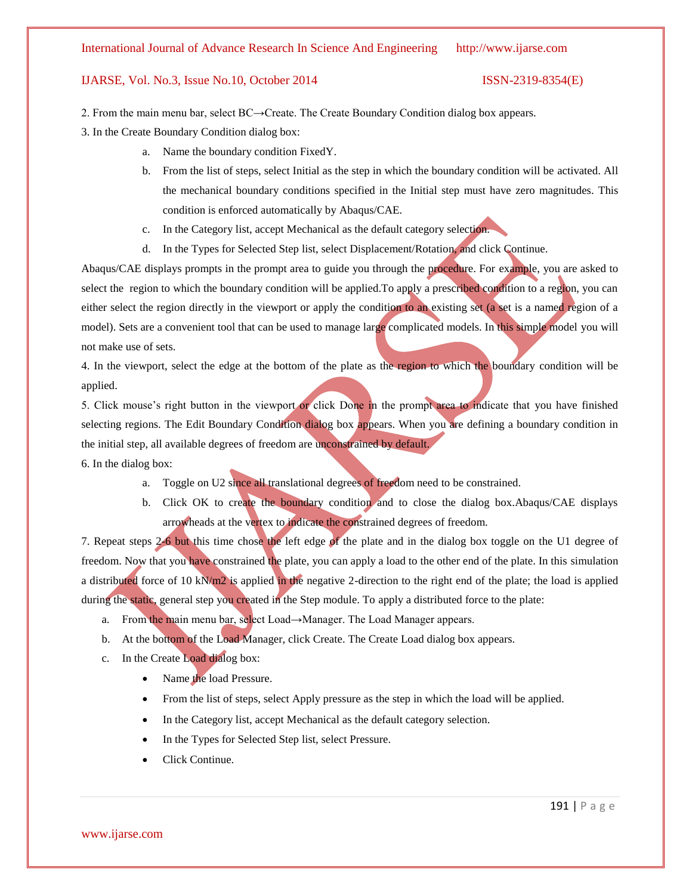2. From the main menu bar, select BC→Create. The Create Boundary Condition dialog box appears.

3. In the Create Boundary Condition dialog box:

   a. Name the boundary condition FixedY.

   b. From the list of steps, select Initial as the step in which the boundary condition will be activated. All the mechanical boundary conditions specified in the Initial step must have zero magnitudes. This condition is enforced automatically by Abaqus/CAE.

   c. In the Category list, accept Mechanical as the default category selection.

   d. In the Types for Selected Step list, select Displacement/Rotation, and click Continue.

Abaqus/CAE displays prompts in the prompt area to guide you through the procedure. For example, you are asked to select the region to which the boundary condition will be applied.To apply a prescribed condition to a region, you can either select the region directly in the viewport or apply the condition to an existing set (a set is a named region of a model). Sets are a convenient tool that can be used to manage large complicated models. In this simple model you will not make use of sets.

4. In the viewport, select the edge at the bottom of the plate as the region to which the boundary condition will be applied.

5. Click mouse's right button in the viewport or click Done in the prompt area to indicate that you have finished selecting regions. The Edit Boundary Condition dialog box appears. When you are defining a boundary condition in the initial step, all available degrees of freedom are unconstrained by default.

6. In the dialog box:

   a. Toggle on U2 since all translational degrees of freedom need to be constrained.

   b. Click OK to create the boundary condition and to close the dialog box.Abaqus/CAE displays arrowheads at the vertex to indicate the constrained degrees of freedom.

7. Repeat steps 2-6 but this time chose the left edge of the plate and in the dialog box toggle on the U1 degree of freedom. Now that you have constrained the plate, you can apply a load to the other end of the plate. In this simulation a distributed force of 10 kN/m2 is applied in the negative 2-direction to the right end of the plate; the load is applied during the static, general step you created in the Step module. To apply a distributed force to the plate:

   a. From the main menu bar, select Load→Manager. The Load Manager appears.

   b. At the bottom of the Load Manager, click Create. The Create Load dialog box appears.

   c. In the Create Load dialog box:

      - Name the load Pressure.
      - From the list of steps, select Apply pressure as the step in which the load will be applied.
      - In the Category list, accept Mechanical as the default category selection.
      - In the Types for Selected Step list, select Pressure.
      - Click Continue.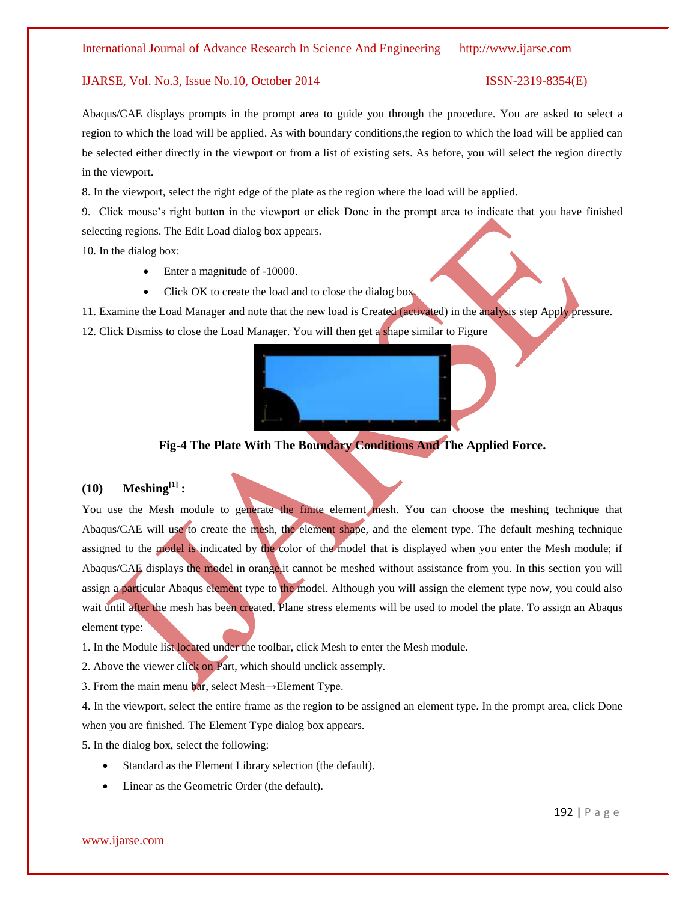Abaqus/CAE displays prompts in the prompt area to guide you through the procedure. You are asked to select a region to which the load will be applied. As with boundary conditions,the region to which the load will be applied can be selected either directly in the viewport or from a list of existing sets. As before, you will select the region directly in the viewport.

8. In the viewport, select the right edge of the plate as the region where the load will be applied.

9. Click mouse's right button in the viewport or click Done in the prompt area to indicate that you have finished selecting regions. The Edit Load dialog box appears.

10. In the dialog box:

- Enter a magnitude of -10000.
- Click OK to create the load and to close the dialog box.

11. Examine the Load Manager and note that the new load is Created (activated) in the analysis step Apply pressure.

12. Click Dismiss to close the Load Manager. You will then get a shape similar to Figure

**Fig-4 The Plate With The Boundary Conditions And The Applied Force.**

### (10) Meshing[1] :

You use the Mesh module to generate the finite element mesh. You can choose the meshing technique that Abaqus/CAE will use to create the mesh, the element shape, and the element type. The default meshing technique assigned to the model is indicated by the color of the model that is displayed when you enter the Mesh module; if Abaqus/CAE displays the model in orange,it cannot be meshed without assistance from you. In this section you will assign a particular Abaqus element type to the model. Although you will assign the element type now, you could also wait until after the mesh has been created. Plane stress elements will be used to model the plate. To assign an Abaqus element type:

1. In the Module list located under the toolbar, click Mesh to enter the Mesh module.

2. Above the viewer click on Part, which should unclick assemply.

3. From the main menu bar, select Mesh→Element Type.

4. In the viewport, select the entire frame as the region to be assigned an element type. In the prompt area, click Done when you are finished. The Element Type dialog box appears.

5. In the dialog box, select the following:

- Standard as the Element Library selection (the default).
- Linear as the Geometric Order (the default).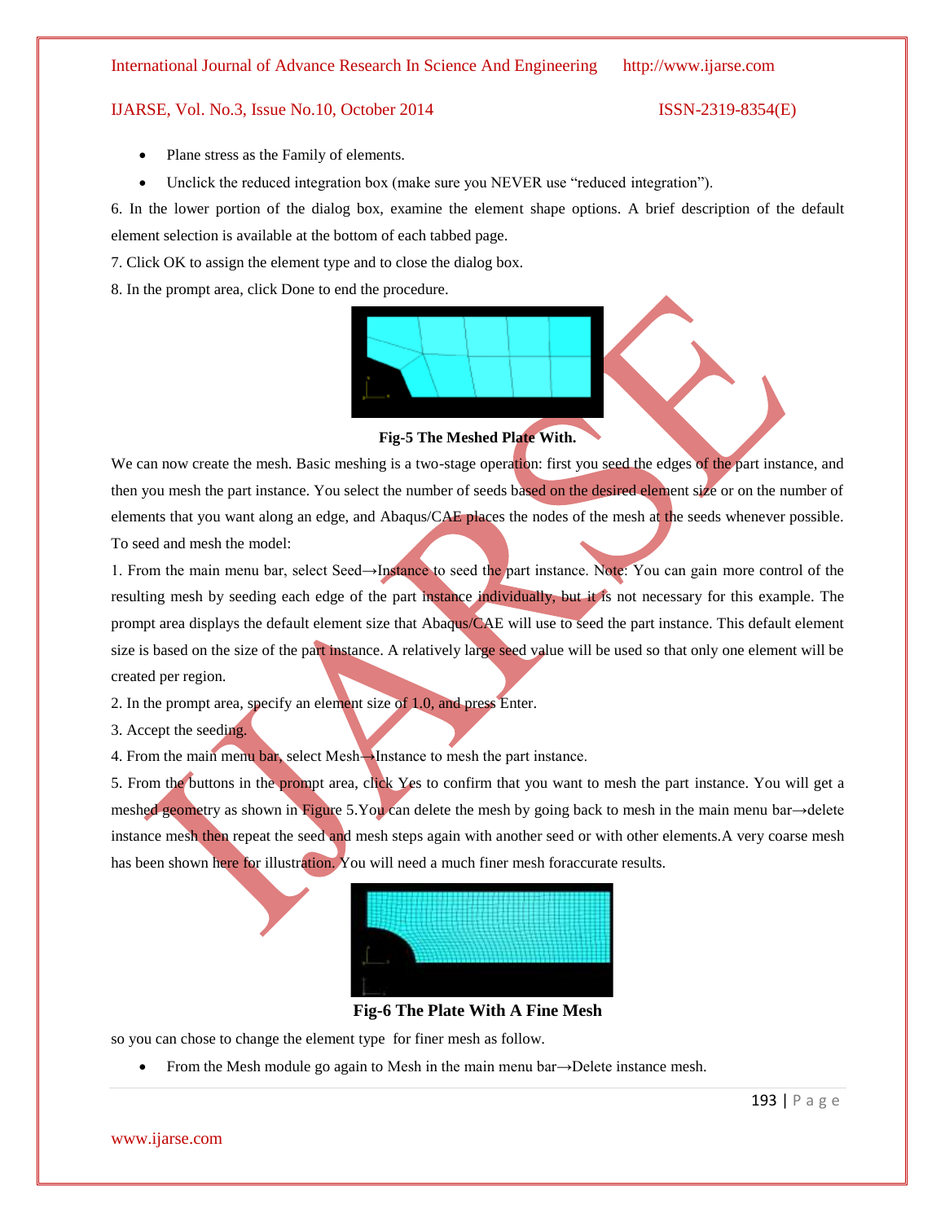- Plane stress as the Family of elements.
- Unclick the reduced integration box (make sure you NEVER use "reduced integration").

6. In the lower portion of the dialog box, examine the element shape options. A brief description of the default element selection is available at the bottom of each tabbed page.

7. Click OK to assign the element type and to close the dialog box.

8. In the prompt area, click Done to end the procedure.

**Fig-5 The Meshed Plate With.**

We can now create the mesh. Basic meshing is a two-stage operation: first you seed the edges of the part instance, and then you mesh the part instance. You select the number of seeds based on the desired element size or on the number of elements that you want along an edge, and Abaqus/CAE places the nodes of the mesh at the seeds whenever possible. To seed and mesh the model:

1. From the main menu bar, select Seed→Instance to seed the part instance. Note: You can gain more control of the resulting mesh by seeding each edge of the part instance individually, but it is not necessary for this example. The prompt area displays the default element size that Abaqus/CAE will use to seed the part instance. This default element size is based on the size of the part instance. A relatively large seed value will be used so that only one element will be created per region.

2. In the prompt area, specify an element size of 1.0, and press Enter.

3. Accept the seeding.

4. From the main menu bar, select Mesh→Instance to mesh the part instance.

5. From the buttons in the prompt area, click Yes to confirm that you want to mesh the part instance. You will get a meshed geometry as shown in Figure 5.You can delete the mesh by going back to mesh in the main menu bar→delete instance mesh then repeat the seed and mesh steps again with another seed or with other elements.A very coarse mesh has been shown here for illustration. You will need a much finer mesh foraccurate results.

**Fig-6 The Plate With A Fine Mesh**

so you can chose to change the element type for finer mesh as follow.

- From the Mesh module go again to Mesh in the main menu bar→Delete instance mesh.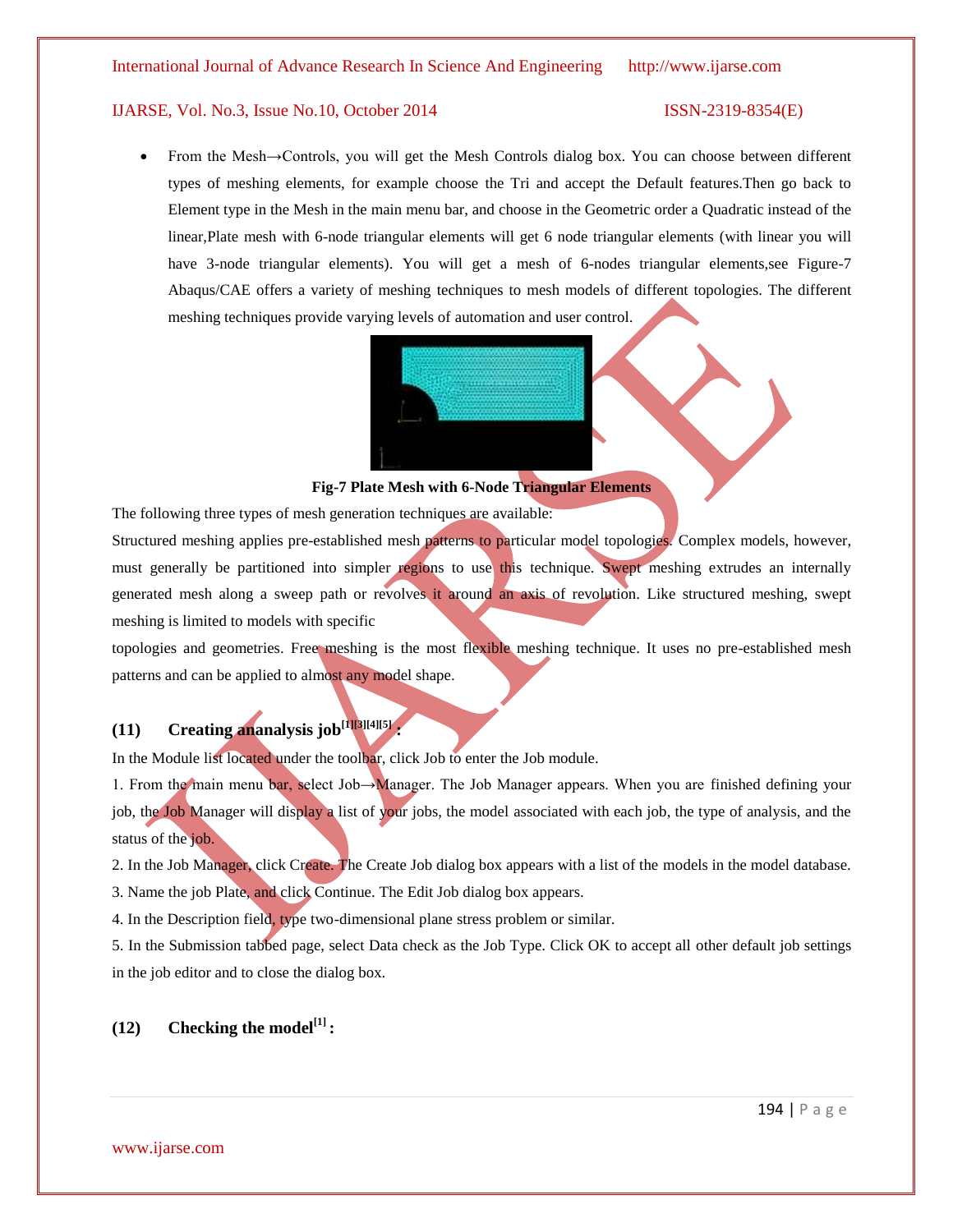- From the Mesh→Controls, you will get the Mesh Controls dialog box. You can choose between different types of meshing elements, for example choose the Tri and accept the Default features.Then go back to Element type in the Mesh in the main menu bar, and choose in the Geometric order a Quadratic instead of the linear,Plate mesh with 6-node triangular elements will get 6 node triangular elements (with linear you will have 3-node triangular elements). You will get a mesh of 6-nodes triangular elements,see Figure-7 Abaqus/CAE offers a variety of meshing techniques to mesh models of different topologies. The different meshing techniques provide varying levels of automation and user control.

**Fig-7 Plate Mesh with 6-Node Triangular Elements**

The following three types of mesh generation techniques are available:

Structured meshing applies pre-established mesh patterns to particular model topologies. Complex models, however, must generally be partitioned into simpler regions to use this technique. Swept meshing extrudes an internally generated mesh along a sweep path or revolves it around an axis of revolution. Like structured meshing, swept meshing is limited to models with specific

topologies and geometries. Free meshing is the most flexible meshing technique. It uses no pre-established mesh patterns and can be applied to almost any model shape.

### (11) Creating ananalysis job[1][3][4][5] :

In the Module list located under the toolbar, click Job to enter the Job module.

1. From the main menu bar, select Job→Manager. The Job Manager appears. When you are finished defining your job, the Job Manager will display a list of your jobs, the model associated with each job, the type of analysis, and the status of the job.

2. In the Job Manager, click Create. The Create Job dialog box appears with a list of the models in the model database.

3. Name the job Plate, and click Continue. The Edit Job dialog box appears.

4. In the Description field, type two-dimensional plane stress problem or similar.

5. In the Submission tabbed page, select Data check as the Job Type. Click OK to accept all other default job settings in the job editor and to close the dialog box.

### (12) Checking the model[1] :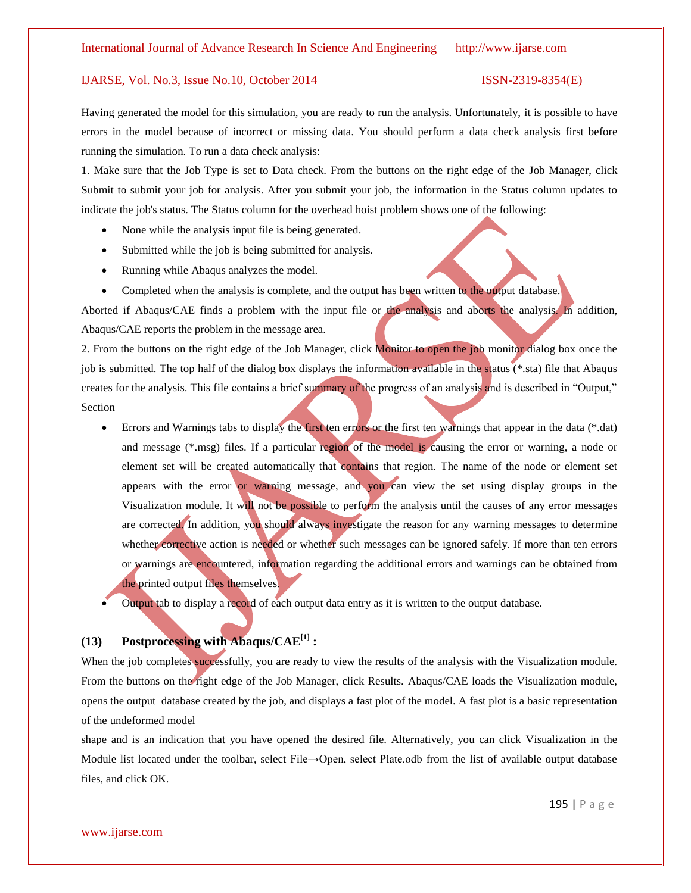Having generated the model for this simulation, you are ready to run the analysis. Unfortunately, it is possible to have errors in the model because of incorrect or missing data. You should perform a data check analysis first before running the simulation. To run a data check analysis:

1. Make sure that the Job Type is set to Data check. From the buttons on the right edge of the Job Manager, click Submit to submit your job for analysis. After you submit your job, the information in the Status column updates to indicate the job's status. The Status column for the overhead hoist problem shows one of the following:

- None while the analysis input file is being generated.
- Submitted while the job is being submitted for analysis.
- Running while Abaqus analyzes the model.
- Completed when the analysis is complete, and the output has been written to the output database.

Aborted if Abaqus/CAE finds a problem with the input file or the analysis and aborts the analysis. In addition, Abaqus/CAE reports the problem in the message area.

2. From the buttons on the right edge of the Job Manager, click Monitor to open the job monitor dialog box once the job is submitted. The top half of the dialog box displays the information available in the status (*.sta) file that Abaqus creates for the analysis. This file contains a brief summary of the progress of an analysis and is described in "Output," Section

- Errors and Warnings tabs to display the first ten errors or the first ten warnings that appear in the data (*.dat) and message (*.msg) files. If a particular region of the model is causing the error or warning, a node or element set will be created automatically that contains that region. The name of the node or element set appears with the error or warning message, and you can view the set using display groups in the Visualization module. It will not be possible to perform the analysis until the causes of any error messages are corrected. In addition, you should always investigate the reason for any warning messages to determine whether corrective action is needed or whether such messages can be ignored safely. If more than ten errors or warnings are encountered, information regarding the additional errors and warnings can be obtained from the printed output files themselves.
- Output tab to display a record of each output data entry as it is written to the output database.

## (13) Postprocessing with Abaqus/CAE[1] :

When the job completes successfully, you are ready to view the results of the analysis with the Visualization module. From the buttons on the right edge of the Job Manager, click Results. Abaqus/CAE loads the Visualization module, opens the output database created by the job, and displays a fast plot of the model. A fast plot is a basic representation of the undeformed model

shape and is an indication that you have opened the desired file. Alternatively, you can click Visualization in the Module list located under the toolbar, select File→Open, select Plate.odb from the list of available output database files, and click OK.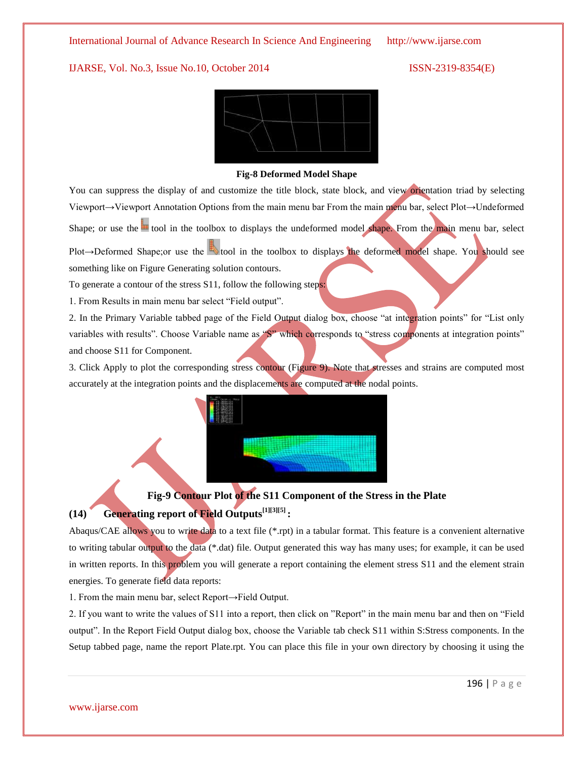Fig-8 Deformed Model Shape

You can suppress the display of and customize the title block, state block, and view orientation triad by selecting Viewport→Viewport Annotation Options from the main menu bar From the main menu bar, select Plot→Undeformed Shape; or use the tool in the toolbox to displays the undeformed model shape. From the main menu bar, select Plot→Deformed Shape;or use the tool in the toolbox to displays the deformed model shape. You should see something like on Figure Generating solution contours.

To generate a contour of the stress S11, follow the following steps:

1. From Results in main menu bar select "Field output".
2. In the Primary Variable tabbed page of the Field Output dialog box, choose "at integration points" for "List only variables with results". Choose Variable name as "S" which corresponds to "stress components at integration points" and choose S11 for Component.
3. Click Apply to plot the corresponding stress contour (Figure 9). Note that stresses and strains are computed most accurately at the integration points and the displacements are computed at the nodal points.

Fig-9 Contour Plot of the S11 Component of the Stress in the Plate

## (14) Generating report of Field Outputs[1][3][5] :

Abaqus/CAE allows you to write data to a text file (*.rpt) in a tabular format. This feature is a convenient alternative to writing tabular output to the data (*.dat) file. Output generated this way has many uses; for example, it can be used in written reports. In this problem you will generate a report containing the element stress S11 and the element strain energies. To generate field data reports:

1. From the main menu bar, select Report→Field Output.
2. If you want to write the values of S11 into a report, then click on "Report" in the main menu bar and then on "Field output". In the Report Field Output dialog box, choose the Variable tab check S11 within S:Stress components. In the Setup tabbed page, name the report Plate.rpt. You can place this file in your own directory by choosing it using the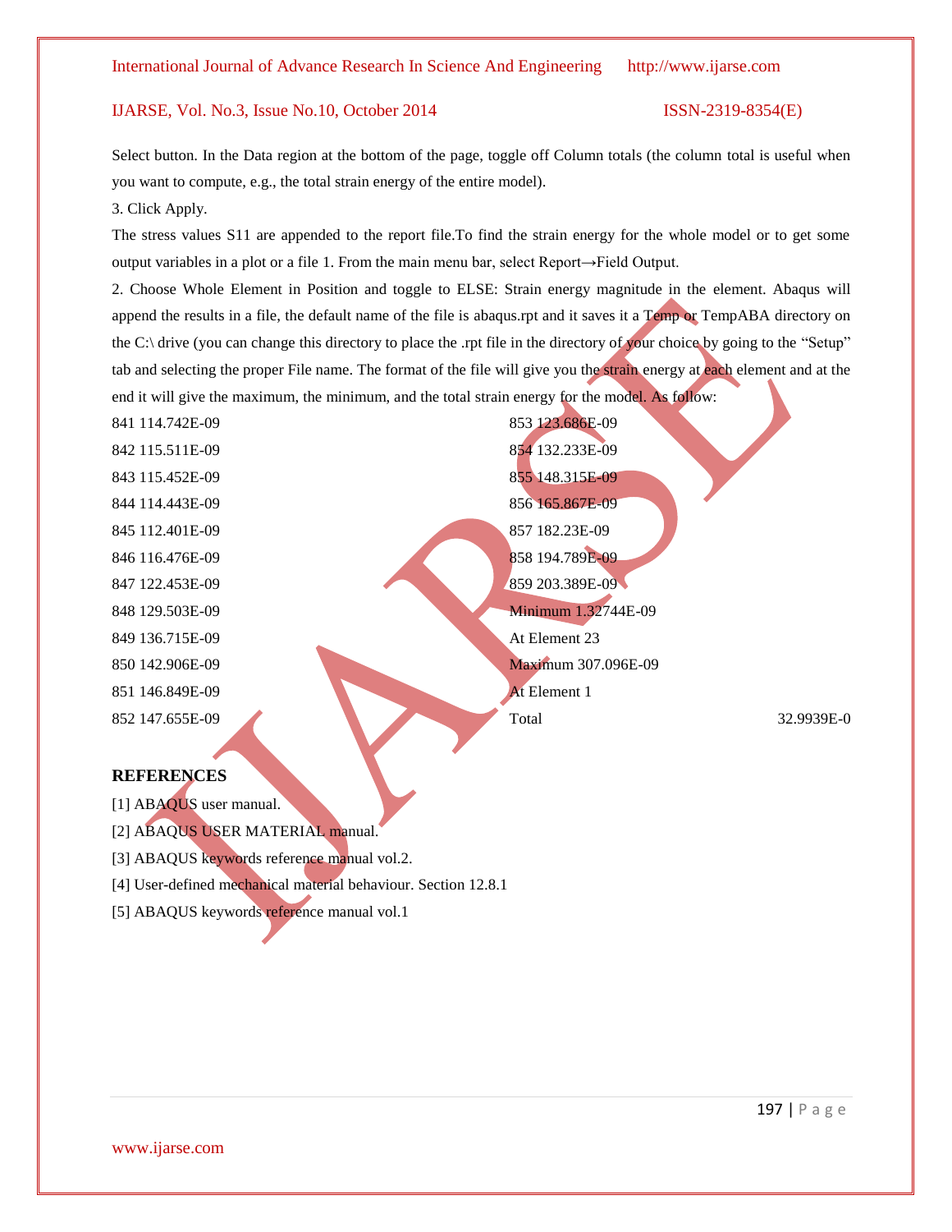Select button. In the Data region at the bottom of the page, toggle off Column totals (the column total is useful when you want to compute, e.g., the total strain energy of the entire model).

3. Click Apply.

The stress values S11 are appended to the report file.To find the strain energy for the whole model or to get some output variables in a plot or a file 1. From the main menu bar, select Report→Field Output.

2. Choose Whole Element in Position and toggle to ELSE: Strain energy magnitude in the element. Abaqus will append the results in a file, the default name of the file is abaqus.rpt and it saves it a Temp or TempABA directory on the C:\ drive (you can change this directory to place the .rpt file in the directory of your choice by going to the "Setup" tab and selecting the proper File name. The format of the file will give you the strain energy at each element and at the end it will give the maximum, the minimum, and the total strain energy for the model. As follow:

| | | | |
|---|---|---|---|
| 841 114.742E-09 | 853 123.686E-09 | | |
| 842 115.511E-09 | 854 132.233E-09 | | |
| 843 115.452E-09 | 855 148.315E-09 | | |
| 844 114.443E-09 | 856 165.867E-09 | | |
| 845 112.401E-09 | 857 182.23E-09 | | |
| 846 116.476E-09 | 858 194.789E-09 | | |
| 847 122.453E-09 | 859 203.389E-09 | | |
| 848 129.503E-09 | Minimum 1.32744E-09 | | |
| 849 136.715E-09 | At Element 23 | | |
| 850 142.906E-09 | Maximum 307.096E-09 | | |
| 851 146.849E-09 | At Element 1 | | |
| 852 147.655E-09 | Total | | 32.9939E-0 |

## REFERENCES

[1] ABAQUS user manual.

[2] ABAQUS USER MATERIAL manual.

[3] ABAQUS keywords reference manual vol.2.

[4] User-defined mechanical material behaviour. Section 12.8.1

[5] ABAQUS keywords reference manual vol.1